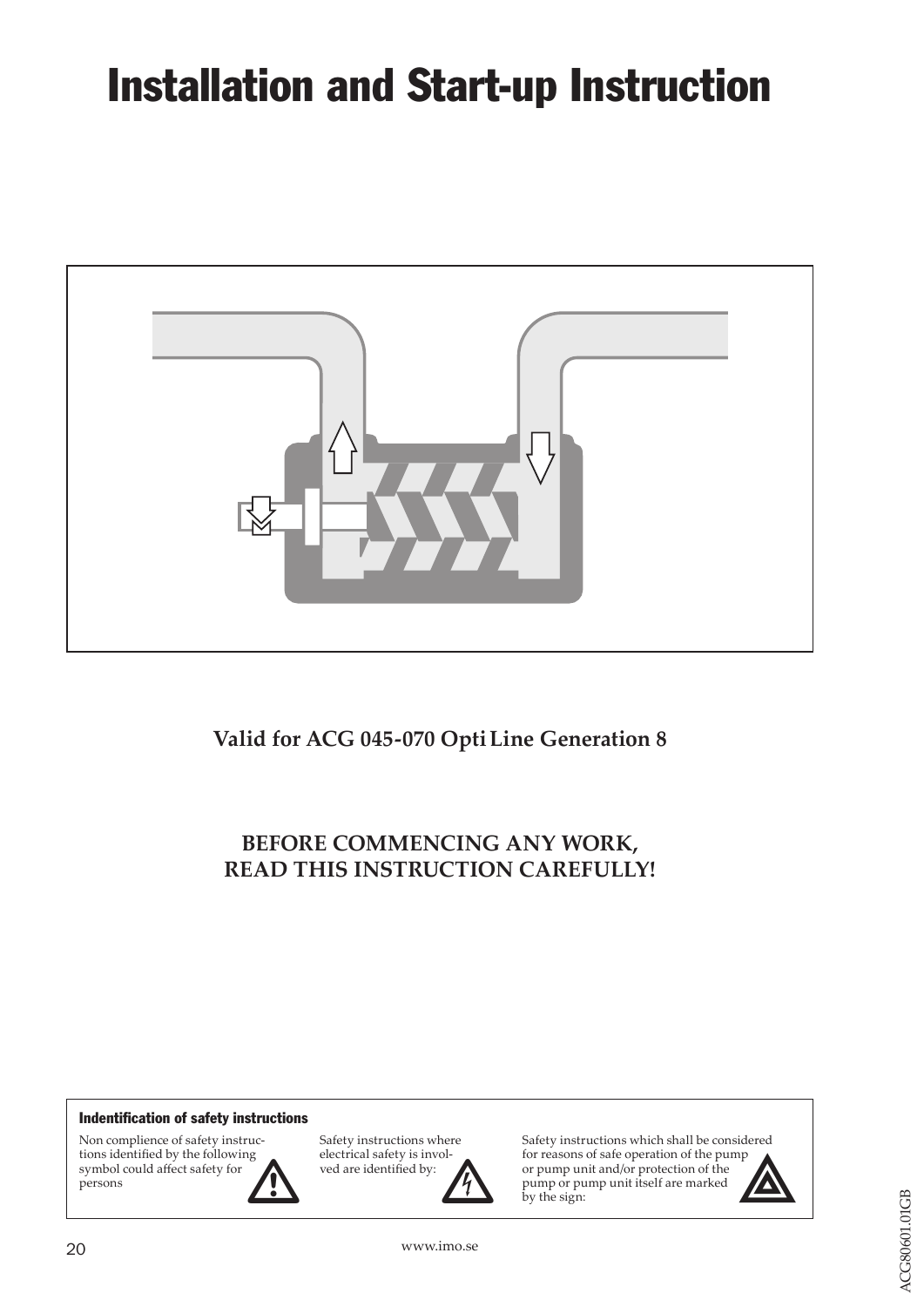# Installation and Start-up Instruction

**Valid for ACG 045-070 Opti Line Generation 8**

**BEFORE COMMENCING ANY WORK,
READ THIS INSTRUCTION CAREFULLY!**

**Indentification of safety instructions**

Non complience of safety instructions identified by the following symbol could affect safety for persons

Safety instructions where electrical safety is involved are identified by:

Safety instructions which shall be considered for reasons of safe operation of the pump or pump unit and/or protection of the pump or pump unit itself are marked by the sign:

www.imo.se

ACG80601.01GB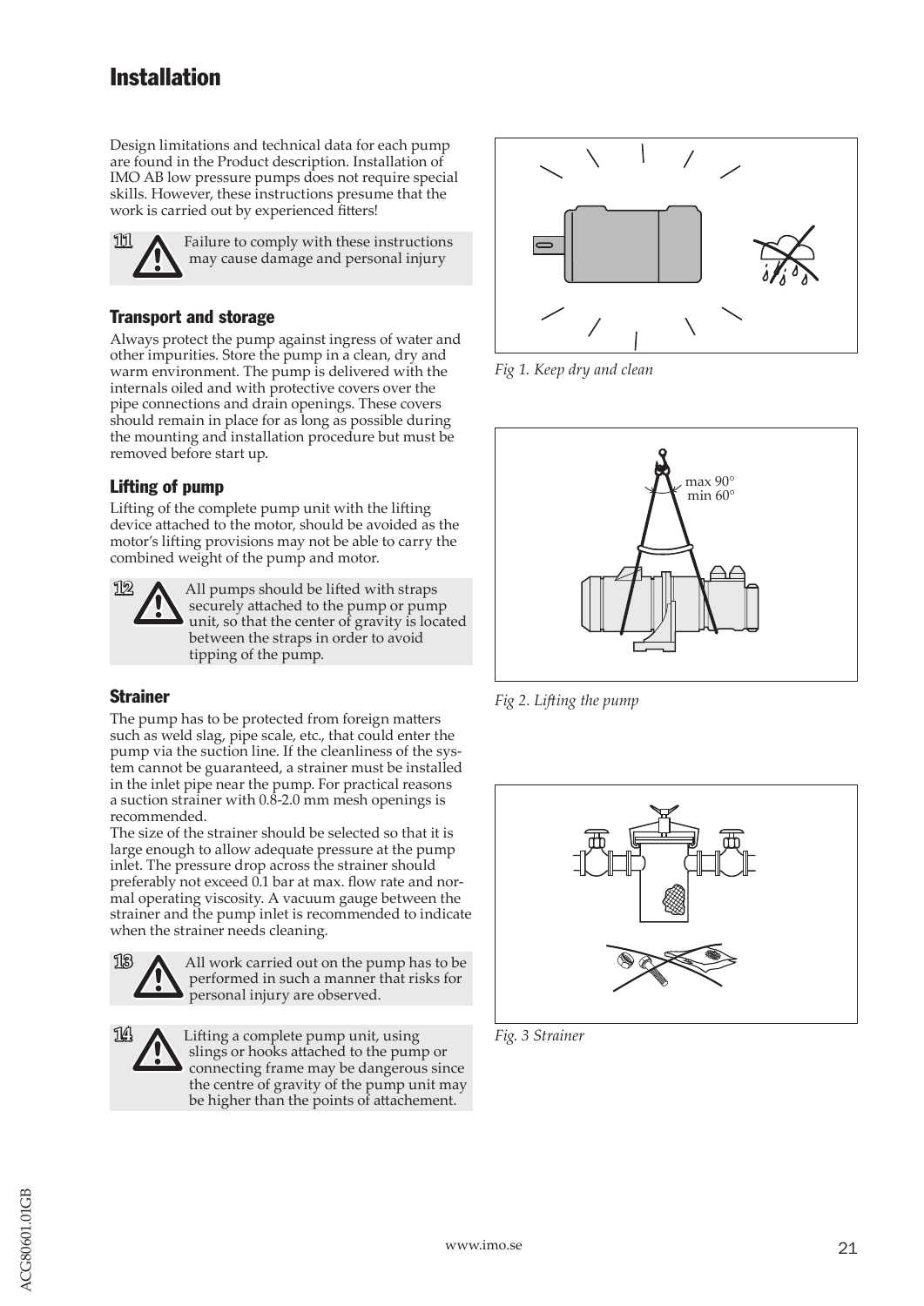# Installation

Design limitations and technical data for each pump are found in the Product description. Installation of IMO AB low pressure pumps does not require special skills. However, these instructions presume that the work is carried out by experienced fitters!

**11** ⚠ Failure to comply with these instructions may cause damage and personal injury

## Transport and storage

Always protect the pump against ingress of water and other impurities. Store the pump in a clean, dry and warm environment. The pump is delivered with the internals oiled and with protective covers over the pipe connections and drain openings. These covers should remain in place for as long as possible during the mounting and installation procedure but must be removed before start up.

## Lifting of pump

Lifting of the complete pump unit with the lifting device attached to the motor, should be avoided as the motor's lifting provisions may not be able to carry the combined weight of the pump and motor.

**12** ⚠ All pumps should be lifted with straps securely attached to the pump or pump unit, so that the center of gravity is located between the straps in order to avoid tipping of the pump.

## Strainer

The pump has to be protected from foreign matters such as weld slag, pipe scale, etc., that could enter the pump via the suction line. If the cleanliness of the system cannot be guaranteed, a strainer must be installed in the inlet pipe near the pump. For practical reasons a suction strainer with 0.8-2.0 mm mesh openings is recommended.

The size of the strainer should be selected so that it is large enough to allow adequate pressure at the pump inlet. The pressure drop across the strainer should preferably not exceed 0.1 bar at max. flow rate and normal operating viscosity. A vacuum gauge between the strainer and the pump inlet is recommended to indicate when the strainer needs cleaning.

**13** ⚠ All work carried out on the pump has to be performed in such a manner that risks for personal injury are observed.

**14** ⚠ Lifting a complete pump unit, using slings or hooks attached to the pump or connecting frame may be dangerous since the centre of gravity of the pump unit may be higher than the points of attachement.

*Fig 1. Keep dry and clean*

max 90°
min 60°

*Fig 2. Lifting the pump*

*Fig. 3 Strainer*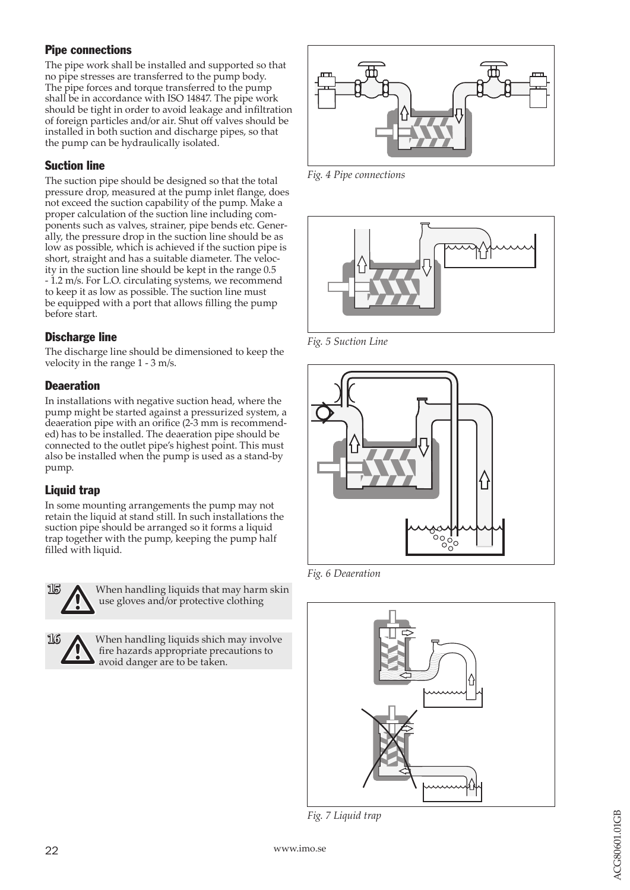## Pipe connections

The pipe work shall be installed and supported so that no pipe stresses are transferred to the pump body. The pipe forces and torque transferred to the pump shall be in accordance with ISO 14847. The pipe work should be tight in order to avoid leakage and infiltration of foreign particles and/or air. Shut off valves should be installed in both suction and discharge pipes, so that the pump can be hydraulically isolated.

## Suction line

The suction pipe should be designed so that the total pressure drop, measured at the pump inlet flange, does not exceed the suction capability of the pump. Make a proper calculation of the suction line including components such as valves, strainer, pipe bends etc. Generally, the pressure drop in the suction line should be as low as possible, which is achieved if the suction pipe is short, straight and has a suitable diameter. The velocity in the suction line should be kept in the range 0.5 - 1.2 m/s. For L.O. circulating systems, we recommend to keep it as low as possible. The suction line must be equipped with a port that allows filling the pump before start.

## Discharge line

The discharge line should be dimensioned to keep the velocity in the range 1 - 3 m/s.

## Deaeration

In installations with negative suction head, where the pump might be started against a pressurized system, a deaeration pipe with an orifice (2-3 mm is recommended) has to be installed. The deaeration pipe should be connected to the outlet pipe's highest point. This must also be installed when the pump is used as a stand-by pump.

## Liquid trap

In some mounting arrangements the pump may not retain the liquid at stand still. In such installations the suction pipe should be arranged so it forms a liquid trap together with the pump, keeping the pump half filled with liquid.

**15** ⚠ When handling liquids that may harm skin use gloves and/or protective clothing

**16** ⚠ When handling liquids shich may involve fire hazards appropriate precautions to avoid danger are to be taken.

*Fig. 4 Pipe connections*

*Fig. 5 Suction Line*

*Fig. 6 Deaeration*

*Fig. 7 Liquid trap*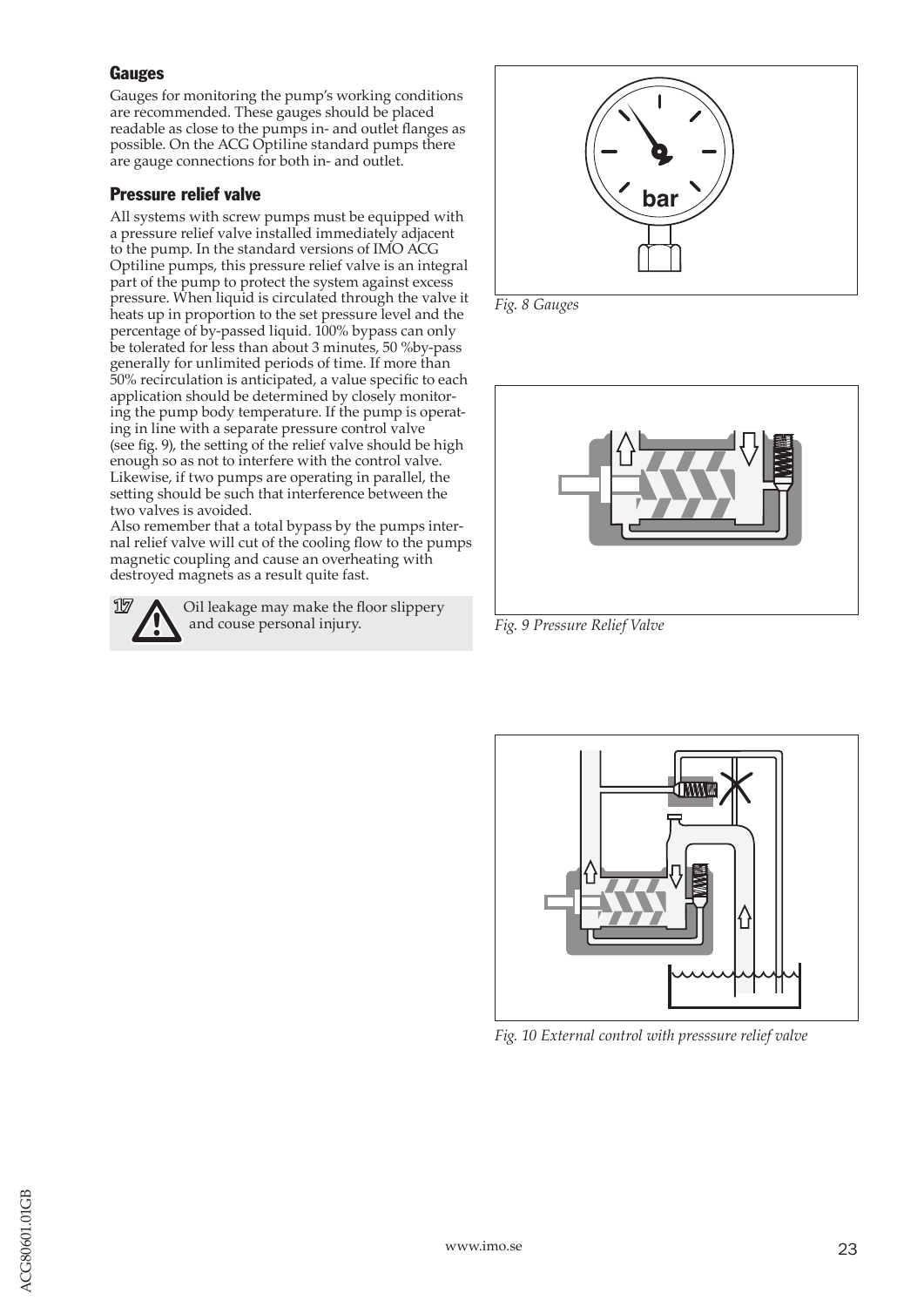## Gauges

Gauges for monitoring the pump's working conditions are recommended. These gauges should be placed readable as close to the pumps in- and outlet flanges as possible. On the ACG Optiline standard pumps there are gauge connections for both in- and outlet.

## Pressure relief valve

All systems with screw pumps must be equipped with a pressure relief valve installed immediately adjacent to the pump. In the standard versions of IMO ACG Optiline pumps, this pressure relief valve is an integral part of the pump to protect the system against excess pressure. When liquid is circulated through the valve it heats up in proportion to the set pressure level and the percentage of by-passed liquid. 100% bypass can only be tolerated for less than about 3 minutes, 50 %by-pass generally for unlimited periods of time. If more than 50% recirculation is anticipated, a value specific to each application should be determined by closely monitoring the pump body temperature. If the pump is operating in line with a separate pressure control valve (see fig. 9), the setting of the relief valve should be high enough so as not to interfere with the control valve. Likewise, if two pumps are operating in parallel, the setting should be such that interference between the two valves is avoided.

Also remember that a total bypass by the pumps internal relief valve will cut of the cooling flow to the pumps magnetic coupling and cause an overheating with destroyed magnets as a result quite fast.

> **17** ⚠ Oil leakage may make the floor slippery and couse personal injury.

*Fig. 8 Gauges*

*Fig. 9 Pressure Relief Valve*

*Fig. 10 External control with presssure relief valve*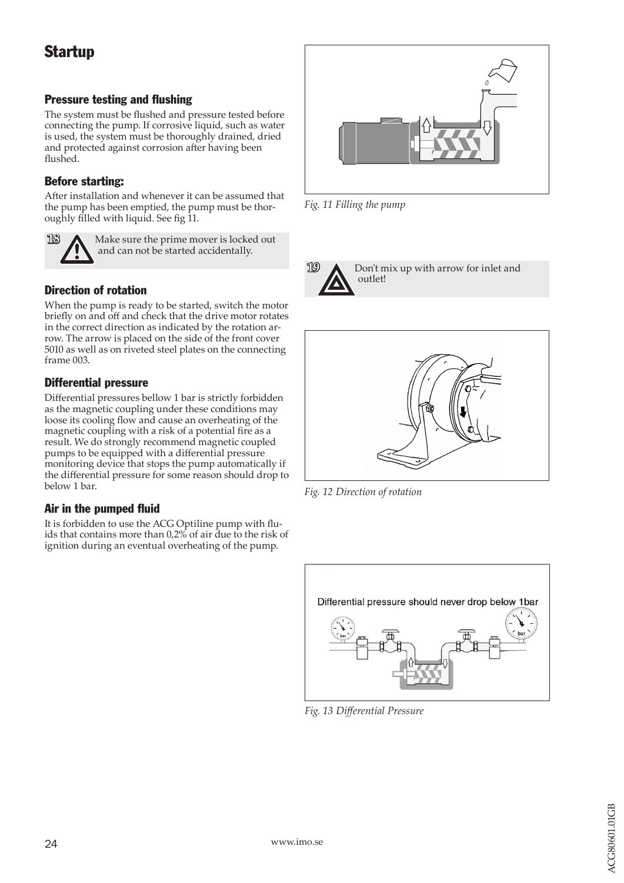# Startup

## Pressure testing and flushing

The system must be flushed and pressure tested before connecting the pump. If corrosive liquid, such as water is used, the system must be thoroughly drained, dried and protected against corrosion after having been flushed.

## Before starting:

After installation and whenever it can be assumed that the pump has been emptied, the pump must be thoroughly filled with liquid. See fig 11.

**18** Make sure the prime mover is locked out and can not be started accidentally.

Fig. 11 Filling the pump

**19** Don't mix up with arrow for inlet and outlet!

## Direction of rotation

When the pump is ready to be started, switch the motor briefly on and off and check that the drive motor rotates in the correct direction as indicated by the rotation arrow. The arrow is placed on the side of the front cover 5010 as well as on riveted steel plates on the connecting frame 003.

Fig. 12 Direction of rotation

## Differential pressure

Differential pressures bellow 1 bar is strictly forbidden as the magnetic coupling under these conditions may loose its cooling flow and cause an overheating of the magnetic coupling with a risk of a potential fire as a result. We do strongly recommend magnetic coupled pumps to be equipped with a differential pressure monitoring device that stops the pump automatically if the differential pressure for some reason should drop to below 1 bar.

Differential pressure should never drop below 1bar

Fig. 13 Differential Pressure

## Air in the pumped fluid

It is forbidden to use the ACG Optiline pump with fluids that contains more than 0,2% of air due to the risk of ignition during an eventual overheating of the pump.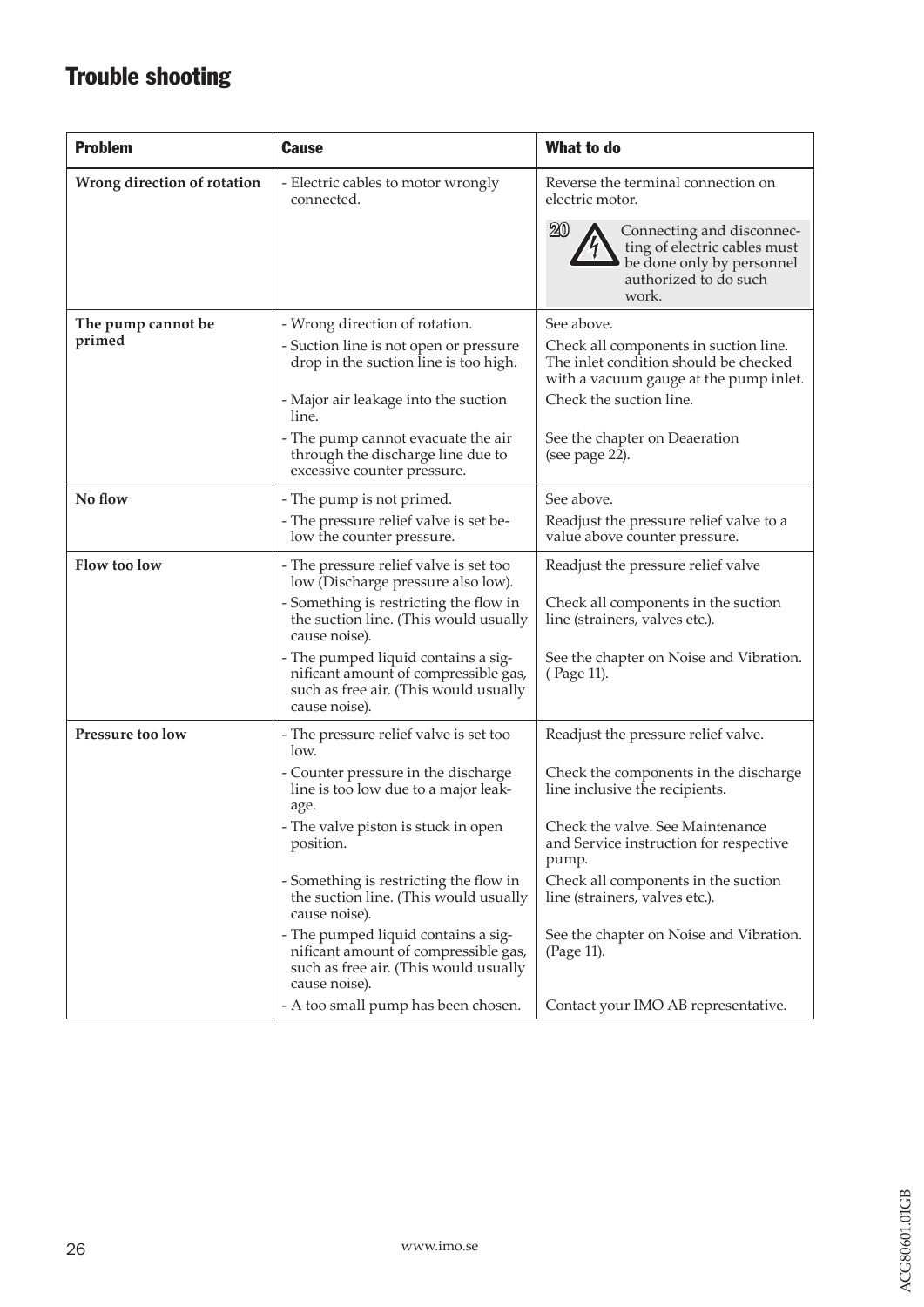# Trouble shooting

| Problem | Cause | What to do |
|---|---|---|
| **Wrong direction of rotation** | - Electric cables to motor wrongly connected. | Reverse the terminal connection on electric motor. 20 Connecting and disconnecting of electric cables must be done only by personnel authorized to do such work. |
| **The pump cannot be primed** | - Wrong direction of rotation. | See above. |
| | - Suction line is not open or pressure drop in the suction line is too high. | Check all components in suction line. The inlet condition should be checked with a vacuum gauge at the pump inlet. |
| | - Major air leakage into the suction line. | Check the suction line. |
| | - The pump cannot evacuate the air through the discharge line due to excessive counter pressure. | See the chapter on Deaeration (see page 22). |
| **No flow** | - The pump is not primed. | See above. |
| | - The pressure relief valve is set below the counter pressure. | Readjust the pressure relief valve to a value above counter pressure. |
| **Flow too low** | - The pressure relief valve is set too low (Discharge pressure also low). | Readjust the pressure relief valve |
| | - Something is restricting the flow in the suction line. (This would usually cause noise). | Check all components in the suction line (strainers, valves etc.). |
| | - The pumped liquid contains a significant amount of compressible gas, such as free air. (This would usually cause noise). | See the chapter on Noise and Vibration. ( Page 11). |
| **Pressure too low** | - The pressure relief valve is set too low. | Readjust the pressure relief valve. |
| | - Counter pressure in the discharge line is too low due to a major leakage. | Check the components in the discharge line inclusive the recipients. |
| | - The valve piston is stuck in open position. | Check the valve. See Maintenance and Service instruction for respective pump. |
| | - Something is restricting the flow in the suction line. (This would usually cause noise). | Check all components in the suction line (strainers, valves etc.). |
| | - The pumped liquid contains a significant amount of compressible gas, such as free air. (This would usually cause noise). | See the chapter on Noise and Vibration. (Page 11). |
| | - A too small pump has been chosen. | Contact your IMO AB representative. |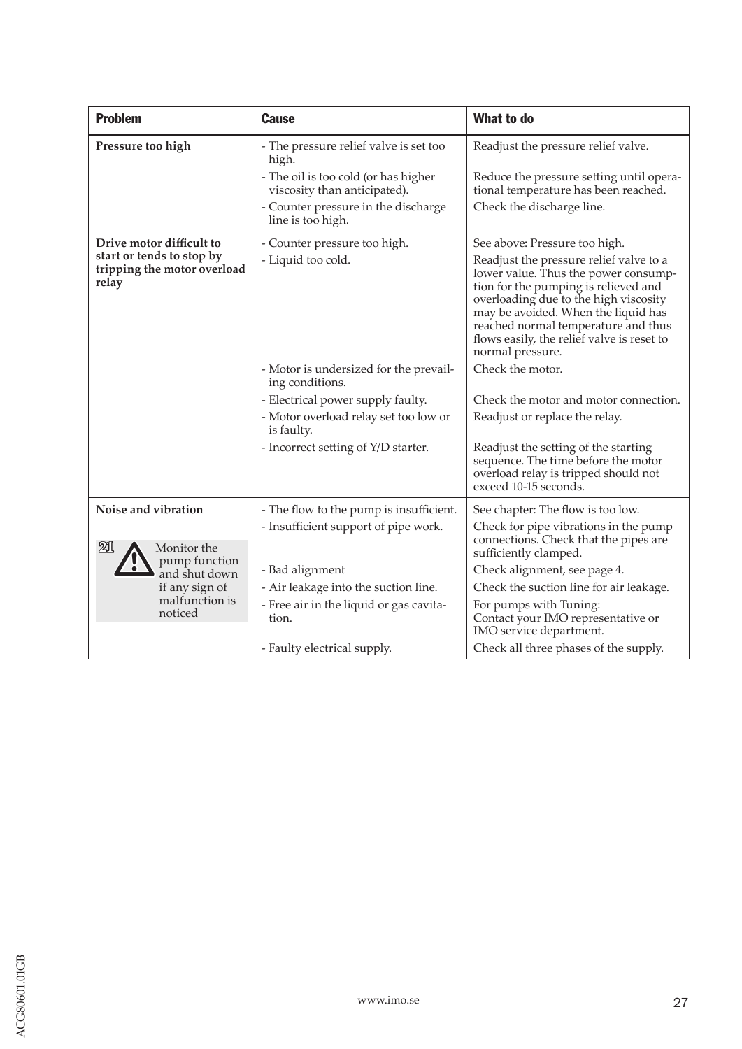| Problem | Cause | What to do |
|---|---|---|
| **Pressure too high** | - The pressure relief valve is set too high. | Readjust the pressure relief valve. |
| | - The oil is too cold (or has higher viscosity than anticipated). | Reduce the pressure setting until operational temperature has been reached. |
| | - Counter pressure in the discharge line is too high. | Check the discharge line. |
| **Drive motor difficult to start or tends to stop by tripping the motor overload relay** | - Counter pressure too high. | See above: Pressure too high. |
| | - Liquid too cold. | Readjust the pressure relief valve to a lower value. Thus the power consumption for the pumping is relieved and overloading due to the high viscosity may be avoided. When the liquid has reached normal temperature and thus flows easily, the relief valve is reset to normal pressure. |
| | - Motor is undersized for the prevailing conditions. | Check the motor. |
| | - Electrical power supply faulty. | Check the motor and motor connection. |
| | - Motor overload relay set too low or is faulty. | Readjust or replace the relay. |
| | - Incorrect setting of Y/D starter. | Readjust the setting of the starting sequence. The time before the motor overload relay is tripped should not exceed 10-15 seconds. |
| **Noise and vibration** | - The flow to the pump is insufficient. | See chapter: The flow is too low. |
| 21 Monitor the pump function and shut down if any sign of malfunction is noticed | - Insufficient support of pipe work. | Check for pipe vibrations in the pump connections. Check that the pipes are sufficiently clamped. |
| | - Bad alignment | Check alignment, see page 4. |
| | - Air leakage into the suction line. | Check the suction line for air leakage. |
| | - Free air in the liquid or gas cavitation. | For pumps with Tuning: Contact your IMO representative or IMO service department. |
| | - Faulty electrical supply. | Check all three phases of the supply. |

www.imo.se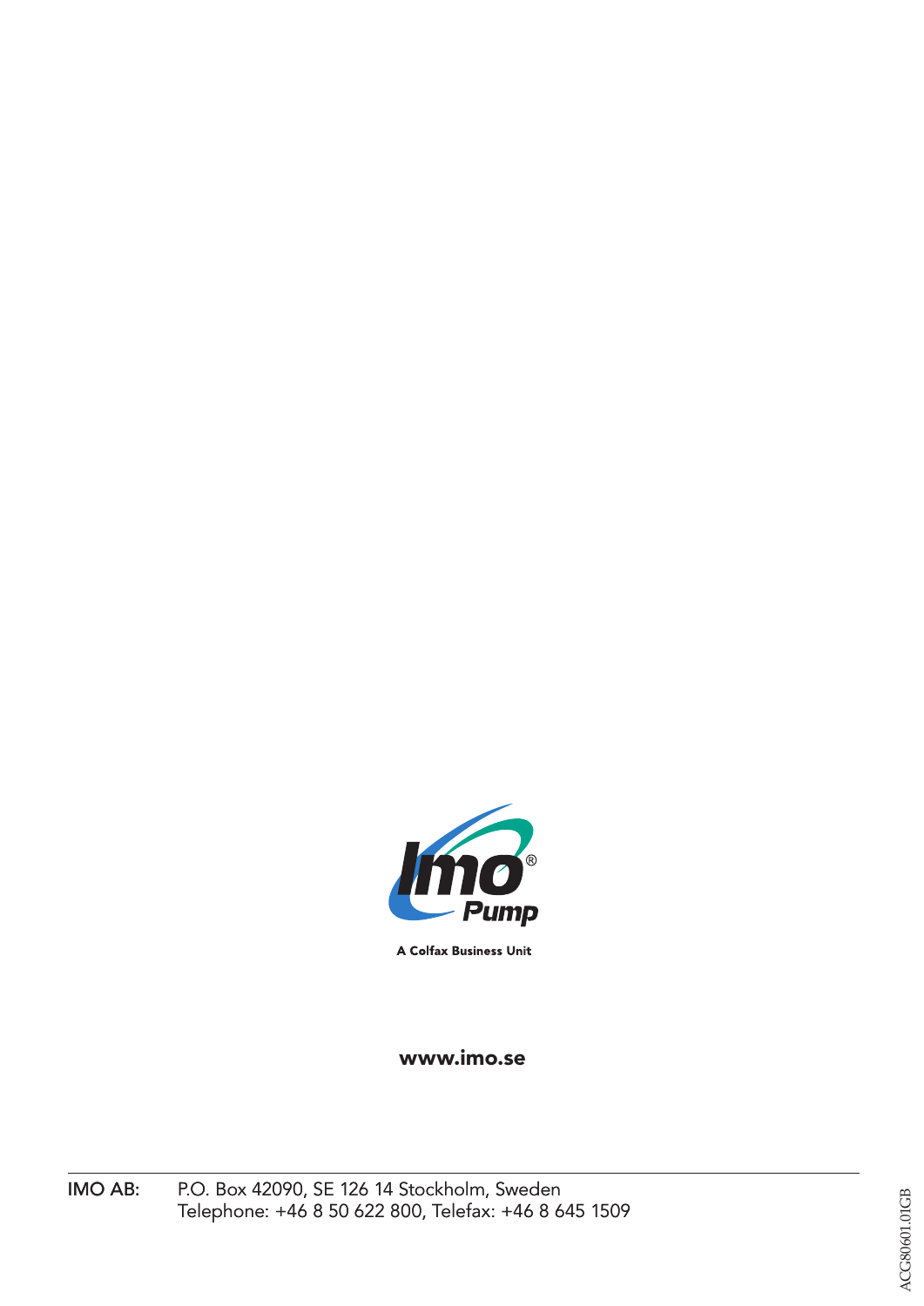Imo® Pump

A Colfax Business Unit

**www.imo.se**

**IMO AB:** P.O. Box 42090, SE 126 14 Stockholm, Sweden
Telephone: +46 8 50 622 800, Telefax: +46 8 645 1509

ACG80601.01GB